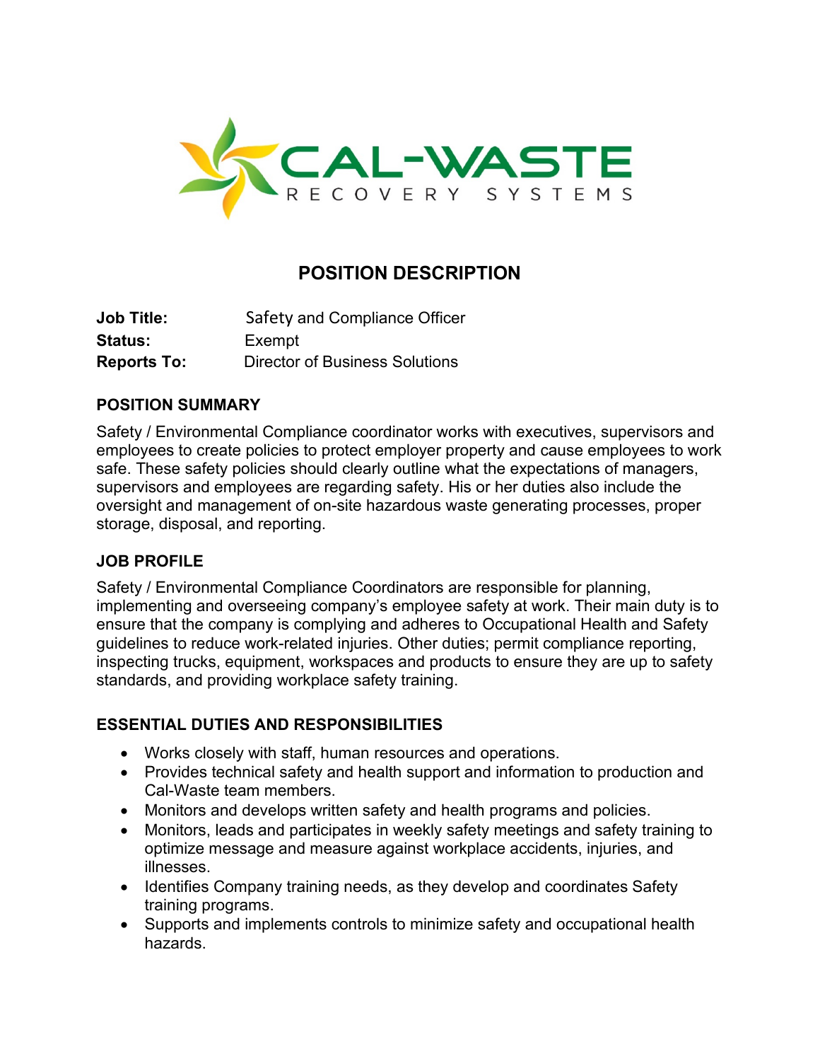CAL-WASTE
RECOVERY SYSTEMS

# POSITION DESCRIPTION

**Job Title:** Safety and Compliance Officer
**Status:** Exempt
**Reports To:** Director of Business Solutions

## POSITION SUMMARY

Safety / Environmental Compliance coordinator works with executives, supervisors and employees to create policies to protect employer property and cause employees to work safe. These safety policies should clearly outline what the expectations of managers, supervisors and employees are regarding safety. His or her duties also include the oversight and management of on-site hazardous waste generating processes, proper storage, disposal, and reporting.

## JOB PROFILE

Safety / Environmental Compliance Coordinators are responsible for planning, implementing and overseeing company's employee safety at work. Their main duty is to ensure that the company is complying and adheres to Occupational Health and Safety guidelines to reduce work-related injuries. Other duties; permit compliance reporting, inspecting trucks, equipment, workspaces and products to ensure they are up to safety standards, and providing workplace safety training.

## ESSENTIAL DUTIES AND RESPONSIBILITIES

- Works closely with staff, human resources and operations.
- Provides technical safety and health support and information to production and Cal-Waste team members.
- Monitors and develops written safety and health programs and policies.
- Monitors, leads and participates in weekly safety meetings and safety training to optimize message and measure against workplace accidents, injuries, and illnesses.
- Identifies Company training needs, as they develop and coordinates Safety training programs.
- Supports and implements controls to minimize safety and occupational health hazards.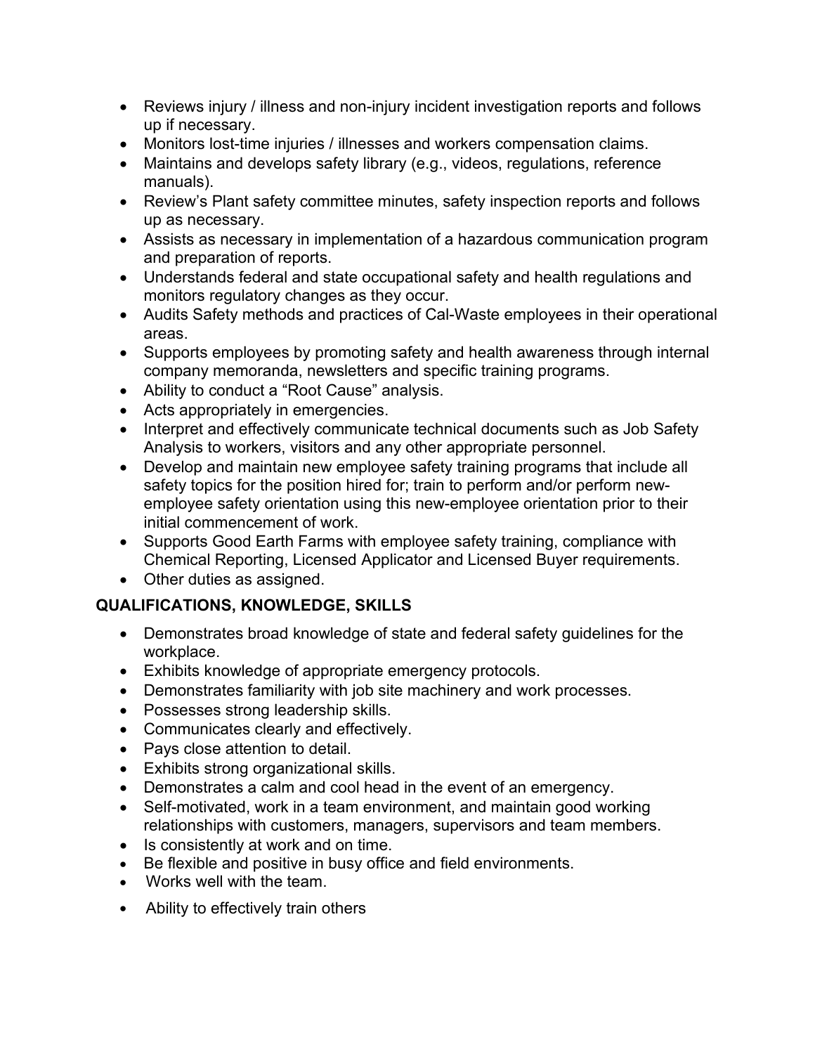- Reviews injury / illness and non-injury incident investigation reports and follows up if necessary.
- Monitors lost-time injuries / illnesses and workers compensation claims.
- Maintains and develops safety library (e.g., videos, regulations, reference manuals).
- Review's Plant safety committee minutes, safety inspection reports and follows up as necessary.
- Assists as necessary in implementation of a hazardous communication program and preparation of reports.
- Understands federal and state occupational safety and health regulations and monitors regulatory changes as they occur.
- Audits Safety methods and practices of Cal-Waste employees in their operational areas.
- Supports employees by promoting safety and health awareness through internal company memoranda, newsletters and specific training programs.
- Ability to conduct a "Root Cause" analysis.
- Acts appropriately in emergencies.
- Interpret and effectively communicate technical documents such as Job Safety Analysis to workers, visitors and any other appropriate personnel.
- Develop and maintain new employee safety training programs that include all safety topics for the position hired for; train to perform and/or perform new-employee safety orientation using this new-employee orientation prior to their initial commencement of work.
- Supports Good Earth Farms with employee safety training, compliance with Chemical Reporting, Licensed Applicator and Licensed Buyer requirements.
- Other duties as assigned.

**QUALIFICATIONS, KNOWLEDGE, SKILLS**

- Demonstrates broad knowledge of state and federal safety guidelines for the workplace.
- Exhibits knowledge of appropriate emergency protocols.
- Demonstrates familiarity with job site machinery and work processes.
- Possesses strong leadership skills.
- Communicates clearly and effectively.
- Pays close attention to detail.
- Exhibits strong organizational skills.
- Demonstrates a calm and cool head in the event of an emergency.
- Self-motivated, work in a team environment, and maintain good working relationships with customers, managers, supervisors and team members.
- Is consistently at work and on time.
- Be flexible and positive in busy office and field environments.
- Works well with the team.
- Ability to effectively train others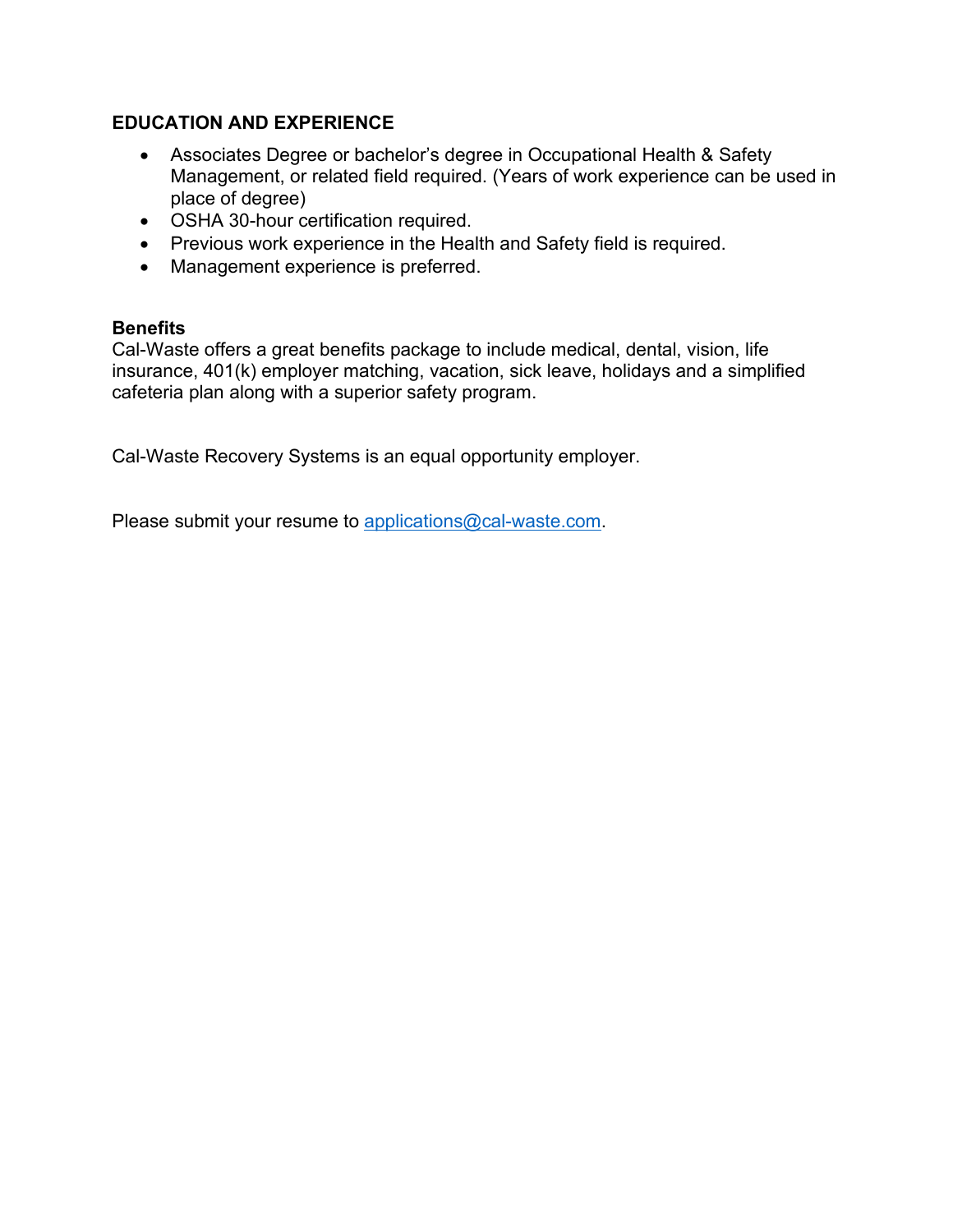**EDUCATION AND EXPERIENCE**

- Associates Degree or bachelor's degree in Occupational Health & Safety Management, or related field required. (Years of work experience can be used in place of degree)
- OSHA 30-hour certification required.
- Previous work experience in the Health and Safety field is required.
- Management experience is preferred.

**Benefits**

Cal-Waste offers a great benefits package to include medical, dental, vision, life insurance, 401(k) employer matching, vacation, sick leave, holidays and a simplified cafeteria plan along with a superior safety program.

Cal-Waste Recovery Systems is an equal opportunity employer.

Please submit your resume to applications@cal-waste.com.